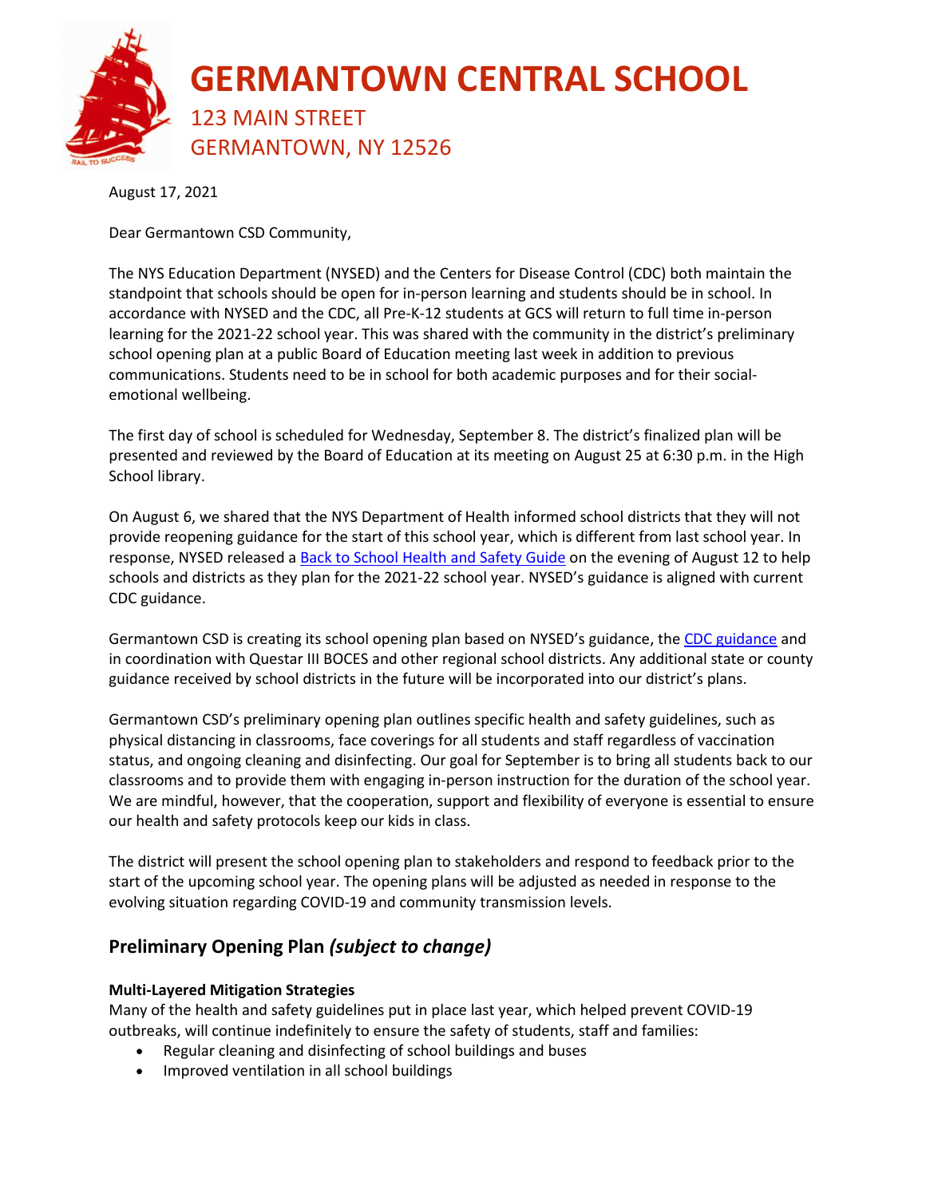# GERMANTOWN CENTRAL SCHOOL

123 MAIN STREET
GERMANTOWN, NY 12526

August 17, 2021

Dear Germantown CSD Community,

The NYS Education Department (NYSED) and the Centers for Disease Control (CDC) both maintain the standpoint that schools should be open for in-person learning and students should be in school. In accordance with NYSED and the CDC, all Pre-K-12 students at GCS will return to full time in-person learning for the 2021-22 school year. This was shared with the community in the district's preliminary school opening plan at a public Board of Education meeting last week in addition to previous communications. Students need to be in school for both academic purposes and for their social-emotional wellbeing.

The first day of school is scheduled for Wednesday, September 8. The district's finalized plan will be presented and reviewed by the Board of Education at its meeting on August 25 at 6:30 p.m. in the High School library.

On August 6, we shared that the NYS Department of Health informed school districts that they will not provide reopening guidance for the start of this school year, which is different from last school year. In response, NYSED released a Back to School Health and Safety Guide on the evening of August 12 to help schools and districts as they plan for the 2021-22 school year. NYSED's guidance is aligned with current CDC guidance.

Germantown CSD is creating its school opening plan based on NYSED's guidance, the CDC guidance and in coordination with Questar III BOCES and other regional school districts. Any additional state or county guidance received by school districts in the future will be incorporated into our district's plans.

Germantown CSD's preliminary opening plan outlines specific health and safety guidelines, such as physical distancing in classrooms, face coverings for all students and staff regardless of vaccination status, and ongoing cleaning and disinfecting. Our goal for September is to bring all students back to our classrooms and to provide them with engaging in-person instruction for the duration of the school year. We are mindful, however, that the cooperation, support and flexibility of everyone is essential to ensure our health and safety protocols keep our kids in class.

The district will present the school opening plan to stakeholders and respond to feedback prior to the start of the upcoming school year. The opening plans will be adjusted as needed in response to the evolving situation regarding COVID-19 and community transmission levels.

## Preliminary Opening Plan *(subject to change)*

**Multi-Layered Mitigation Strategies**

Many of the health and safety guidelines put in place last year, which helped prevent COVID-19 outbreaks, will continue indefinitely to ensure the safety of students, staff and families:

- Regular cleaning and disinfecting of school buildings and buses
- Improved ventilation in all school buildings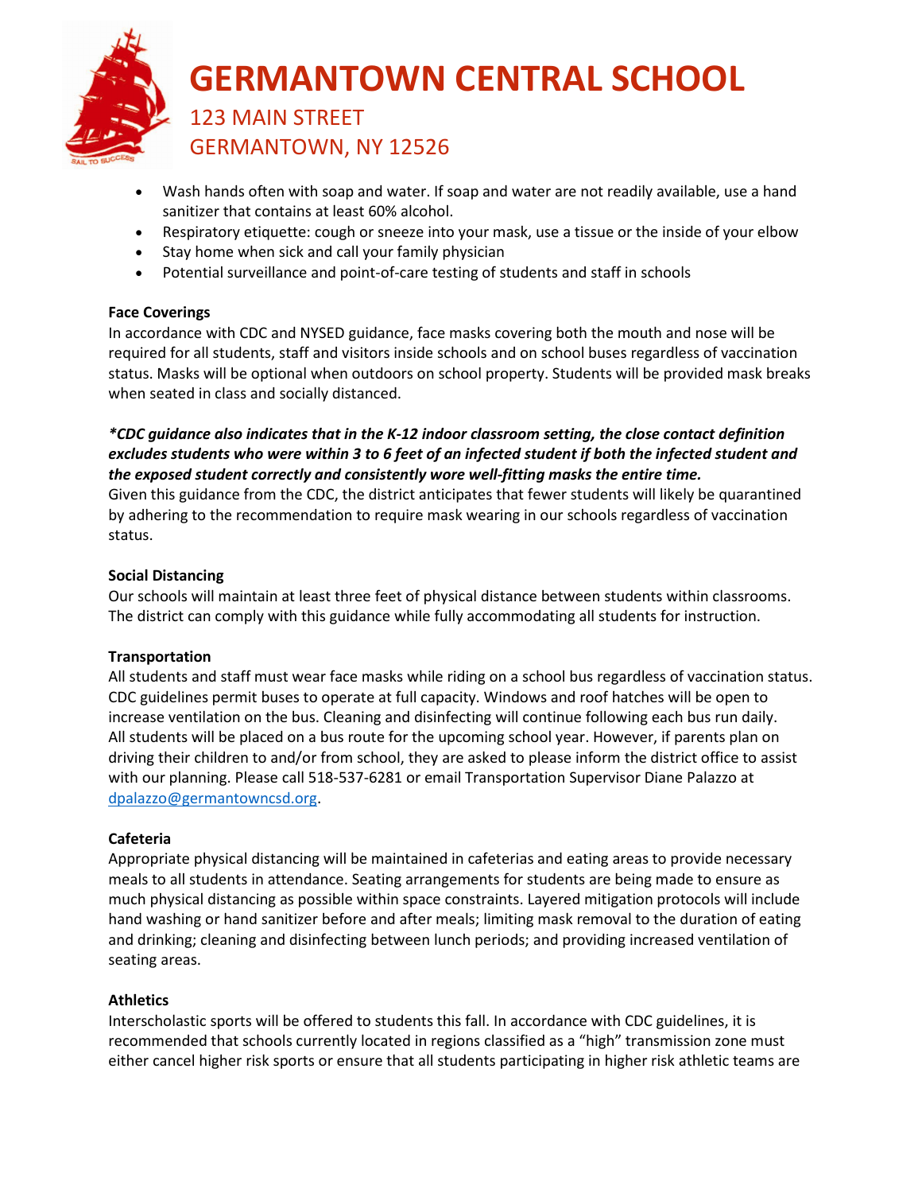- Wash hands often with soap and water. If soap and water are not readily available, use a hand sanitizer that contains at least 60% alcohol.
- Respiratory etiquette: cough or sneeze into your mask, use a tissue or the inside of your elbow
- Stay home when sick and call your family physician
- Potential surveillance and point-of-care testing of students and staff in schools

**Face Coverings**

In accordance with CDC and NYSED guidance, face masks covering both the mouth and nose will be required for all students, staff and visitors inside schools and on school buses regardless of vaccination status. Masks will be optional when outdoors on school property. Students will be provided mask breaks when seated in class and socially distanced.

***CDC guidance also indicates that in the K-12 indoor classroom setting, the close contact definition excludes students who were within 3 to 6 feet of an infected student if both the infected student and the exposed student correctly and consistently wore well-fitting masks the entire time.***

Given this guidance from the CDC, the district anticipates that fewer students will likely be quarantined by adhering to the recommendation to require mask wearing in our schools regardless of vaccination status.

**Social Distancing**

Our schools will maintain at least three feet of physical distance between students within classrooms. The district can comply with this guidance while fully accommodating all students for instruction.

**Transportation**

All students and staff must wear face masks while riding on a school bus regardless of vaccination status. CDC guidelines permit buses to operate at full capacity. Windows and roof hatches will be open to increase ventilation on the bus. Cleaning and disinfecting will continue following each bus run daily. All students will be placed on a bus route for the upcoming school year. However, if parents plan on driving their children to and/or from school, they are asked to please inform the district office to assist with our planning. Please call 518-537-6281 or email Transportation Supervisor Diane Palazzo at dpalazzo@germantowncsd.org.

**Cafeteria**

Appropriate physical distancing will be maintained in cafeterias and eating areas to provide necessary meals to all students in attendance. Seating arrangements for students are being made to ensure as much physical distancing as possible within space constraints. Layered mitigation protocols will include hand washing or hand sanitizer before and after meals; limiting mask removal to the duration of eating and drinking; cleaning and disinfecting between lunch periods; and providing increased ventilation of seating areas.

**Athletics**

Interscholastic sports will be offered to students this fall. In accordance with CDC guidelines, it is recommended that schools currently located in regions classified as a "high" transmission zone must either cancel higher risk sports or ensure that all students participating in higher risk athletic teams are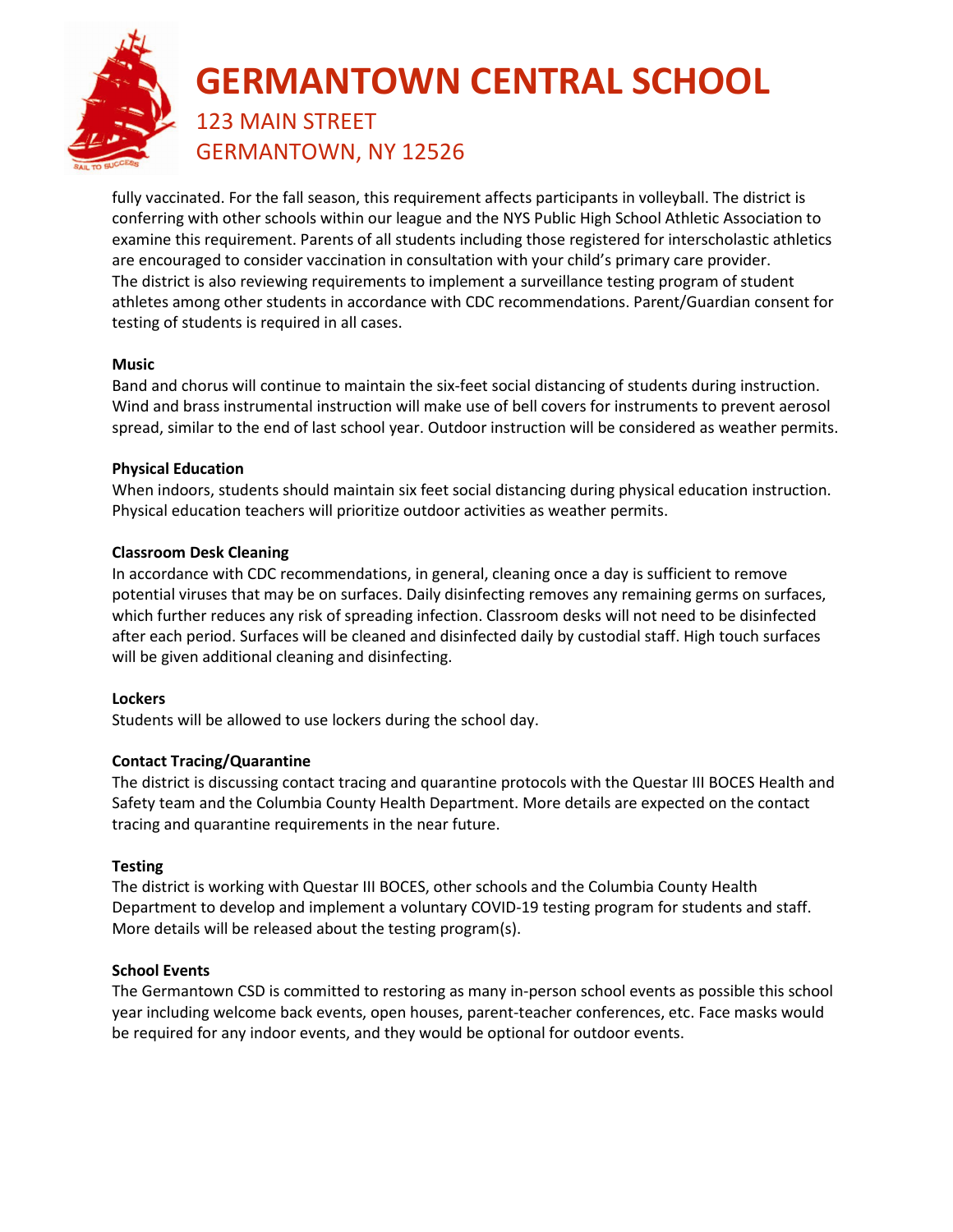fully vaccinated. For the fall season, this requirement affects participants in volleyball. The district is conferring with other schools within our league and the NYS Public High School Athletic Association to examine this requirement. Parents of all students including those registered for interscholastic athletics are encouraged to consider vaccination in consultation with your child's primary care provider. The district is also reviewing requirements to implement a surveillance testing program of student athletes among other students in accordance with CDC recommendations. Parent/Guardian consent for testing of students is required in all cases.

**Music**
Band and chorus will continue to maintain the six-feet social distancing of students during instruction. Wind and brass instrumental instruction will make use of bell covers for instruments to prevent aerosol spread, similar to the end of last school year. Outdoor instruction will be considered as weather permits.

**Physical Education**
When indoors, students should maintain six feet social distancing during physical education instruction. Physical education teachers will prioritize outdoor activities as weather permits.

**Classroom Desk Cleaning**
In accordance with CDC recommendations, in general, cleaning once a day is sufficient to remove potential viruses that may be on surfaces. Daily disinfecting removes any remaining germs on surfaces, which further reduces any risk of spreading infection. Classroom desks will not need to be disinfected after each period. Surfaces will be cleaned and disinfected daily by custodial staff. High touch surfaces will be given additional cleaning and disinfecting.

**Lockers**
Students will be allowed to use lockers during the school day.

**Contact Tracing/Quarantine**
The district is discussing contact tracing and quarantine protocols with the Questar III BOCES Health and Safety team and the Columbia County Health Department. More details are expected on the contact tracing and quarantine requirements in the near future.

**Testing**
The district is working with Questar III BOCES, other schools and the Columbia County Health Department to develop and implement a voluntary COVID-19 testing program for students and staff. More details will be released about the testing program(s).

**School Events**
The Germantown CSD is committed to restoring as many in-person school events as possible this school year including welcome back events, open houses, parent-teacher conferences, etc. Face masks would be required for any indoor events, and they would be optional for outdoor events.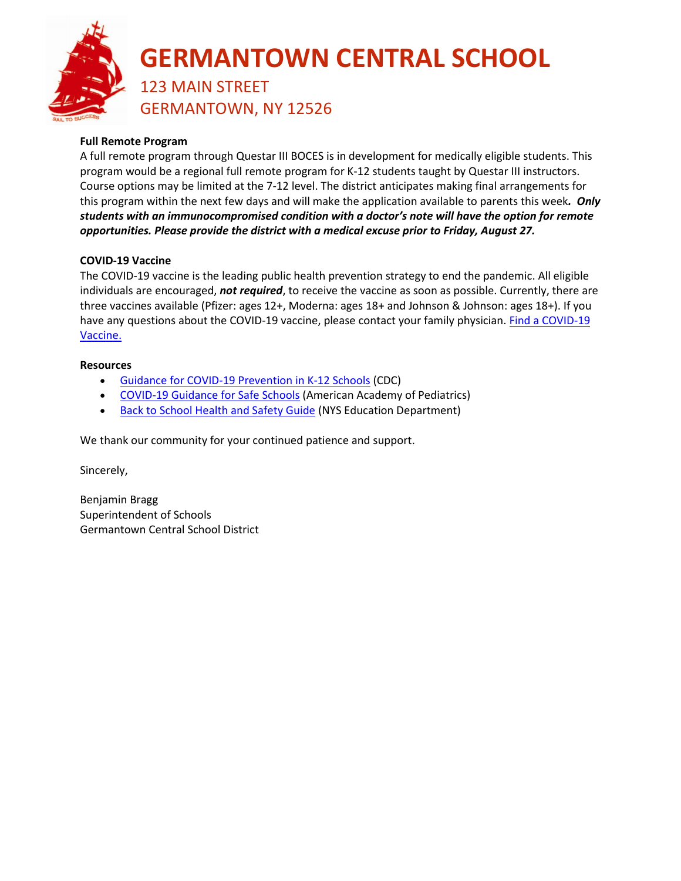# GERMANTOWN CENTRAL SCHOOL

123 MAIN STREET
GERMANTOWN, NY 12526

**Full Remote Program**

A full remote program through Questar III BOCES is in development for medically eligible students. This program would be a regional full remote program for K-12 students taught by Questar III instructors. Course options may be limited at the 7-12 level. The district anticipates making final arrangements for this program within the next few days and will make the application available to parents this week***. Only students with an immunocompromised condition with a doctor's note will have the option for remote opportunities. Please provide the district with a medical excuse prior to Friday, August 27.***

**COVID-19 Vaccine**

The COVID-19 vaccine is the leading public health prevention strategy to end the pandemic. All eligible individuals are encouraged, ***not required***, to receive the vaccine as soon as possible. Currently, there are three vaccines available (Pfizer: ages 12+, Moderna: ages 18+ and Johnson & Johnson: ages 18+). If you have any questions about the COVID-19 vaccine, please contact your family physician. Find a COVID-19 Vaccine.

**Resources**

- Guidance for COVID-19 Prevention in K-12 Schools (CDC)
- COVID-19 Guidance for Safe Schools (American Academy of Pediatrics)
- Back to School Health and Safety Guide (NYS Education Department)

We thank our community for your continued patience and support.

Sincerely,

Benjamin Bragg
Superintendent of Schools
Germantown Central School District